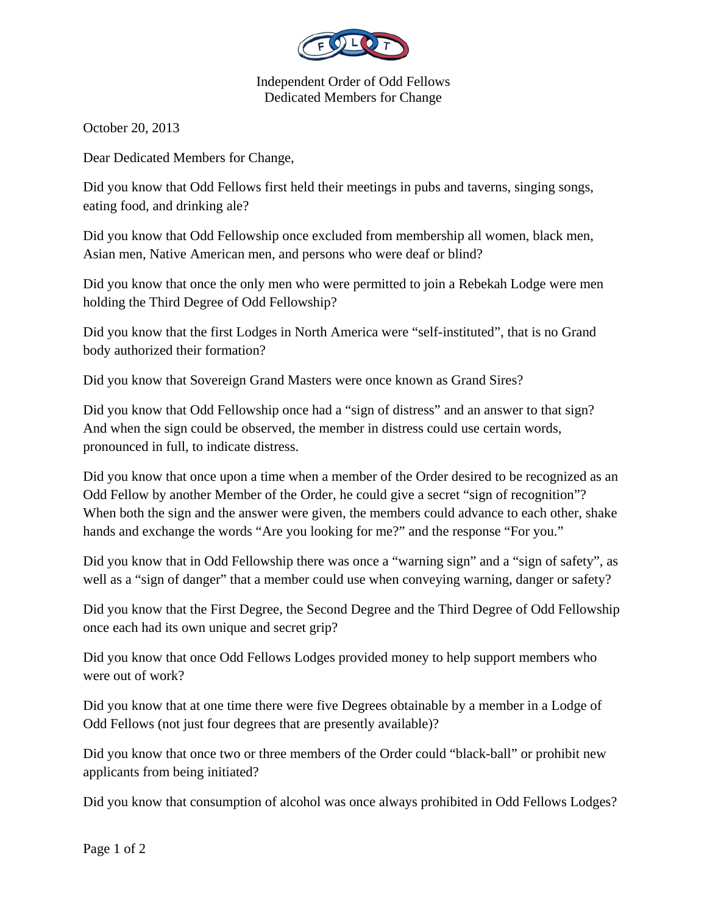Independent Order of Odd Fellows
Dedicated Members for Change

October 20, 2013

Dear Dedicated Members for Change,

Did you know that Odd Fellows first held their meetings in pubs and taverns, singing songs, eating food, and drinking ale?

Did you know that Odd Fellowship once excluded from membership all women, black men, Asian men, Native American men, and persons who were deaf or blind?

Did you know that once the only men who were permitted to join a Rebekah Lodge were men holding the Third Degree of Odd Fellowship?

Did you know that the first Lodges in North America were "self-instituted", that is no Grand body authorized their formation?

Did you know that Sovereign Grand Masters were once known as Grand Sires?

Did you know that Odd Fellowship once had a "sign of distress" and an answer to that sign? And when the sign could be observed, the member in distress could use certain words, pronounced in full, to indicate distress.

Did you know that once upon a time when a member of the Order desired to be recognized as an Odd Fellow by another Member of the Order, he could give a secret "sign of recognition"? When both the sign and the answer were given, the members could advance to each other, shake hands and exchange the words "Are you looking for me?" and the response "For you."

Did you know that in Odd Fellowship there was once a "warning sign" and a "sign of safety", as well as a "sign of danger" that a member could use when conveying warning, danger or safety?

Did you know that the First Degree, the Second Degree and the Third Degree of Odd Fellowship once each had its own unique and secret grip?

Did you know that once Odd Fellows Lodges provided money to help support members who were out of work?

Did you know that at one time there were five Degrees obtainable by a member in a Lodge of Odd Fellows (not just four degrees that are presently available)?

Did you know that once two or three members of the Order could "black-ball" or prohibit new applicants from being initiated?

Did you know that consumption of alcohol was once always prohibited in Odd Fellows Lodges?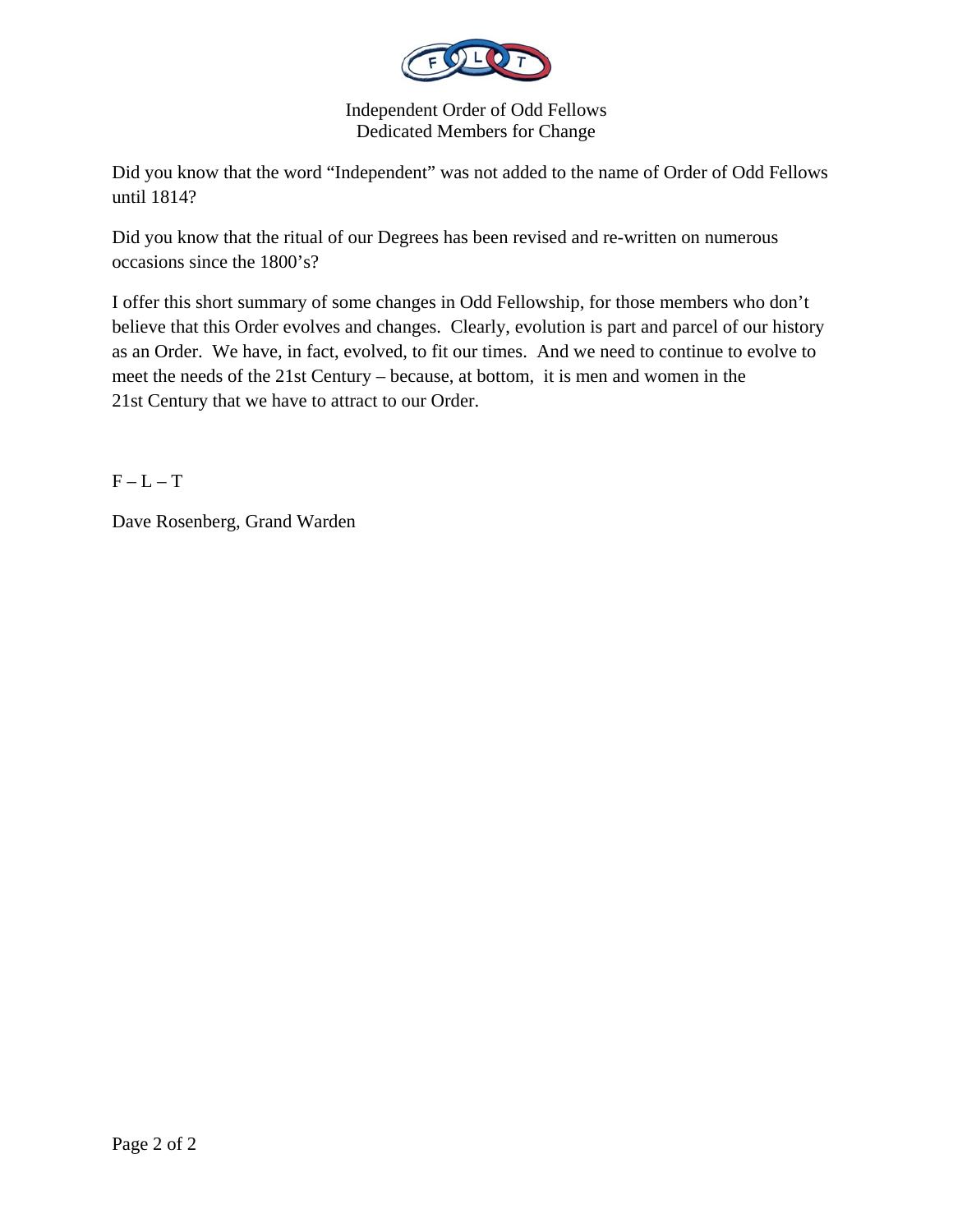Independent Order of Odd Fellows
Dedicated Members for Change

Did you know that the word “Independent” was not added to the name of Order of Odd Fellows until 1814?

Did you know that the ritual of our Degrees has been revised and re-written on numerous occasions since the 1800’s?

I offer this short summary of some changes in Odd Fellowship, for those members who don’t believe that this Order evolves and changes. Clearly, evolution is part and parcel of our history as an Order. We have, in fact, evolved, to fit our times. And we need to continue to evolve to meet the needs of the 21st Century – because, at bottom, it is men and women in the 21st Century that we have to attract to our Order.

F – L – T

Dave Rosenberg, Grand Warden